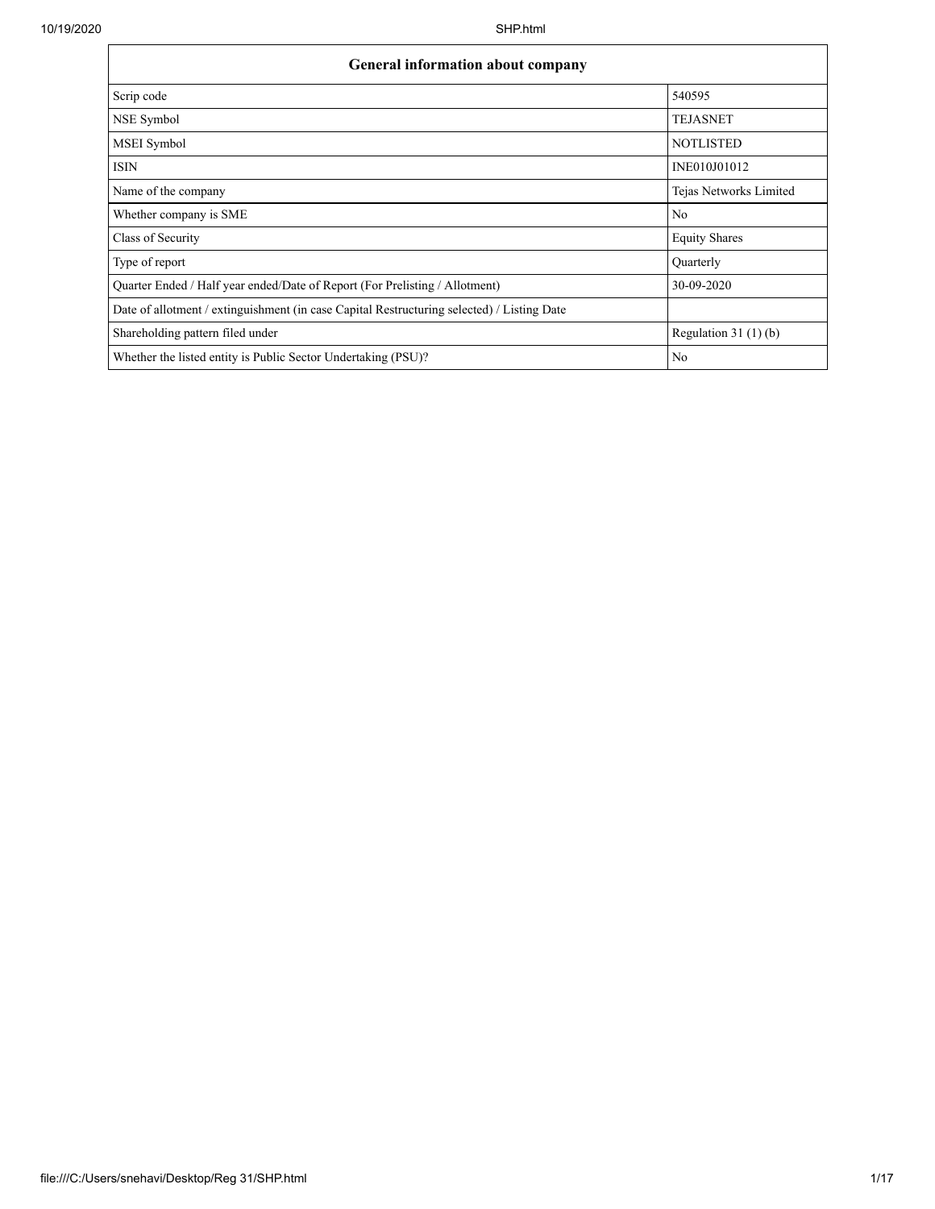| General information about company | |
|---|---|
| Scrip code | 540595 |
| NSE Symbol | TEJASNET |
| MSEI Symbol | NOTLISTED |
| ISIN | INE010J01012 |
| Name of the company | Tejas Networks Limited |
| Whether company is SME | No |
| Class of Security | Equity Shares |
| Type of report | Quarterly |
| Quarter Ended / Half year ended/Date of Report (For Prelisting / Allotment) | 30-09-2020 |
| Date of allotment / extinguishment (in case Capital Restructuring selected) / Listing Date | |
| Shareholding pattern filed under | Regulation 31 (1) (b) |
| Whether the listed entity is Public Sector Undertaking (PSU)? | No |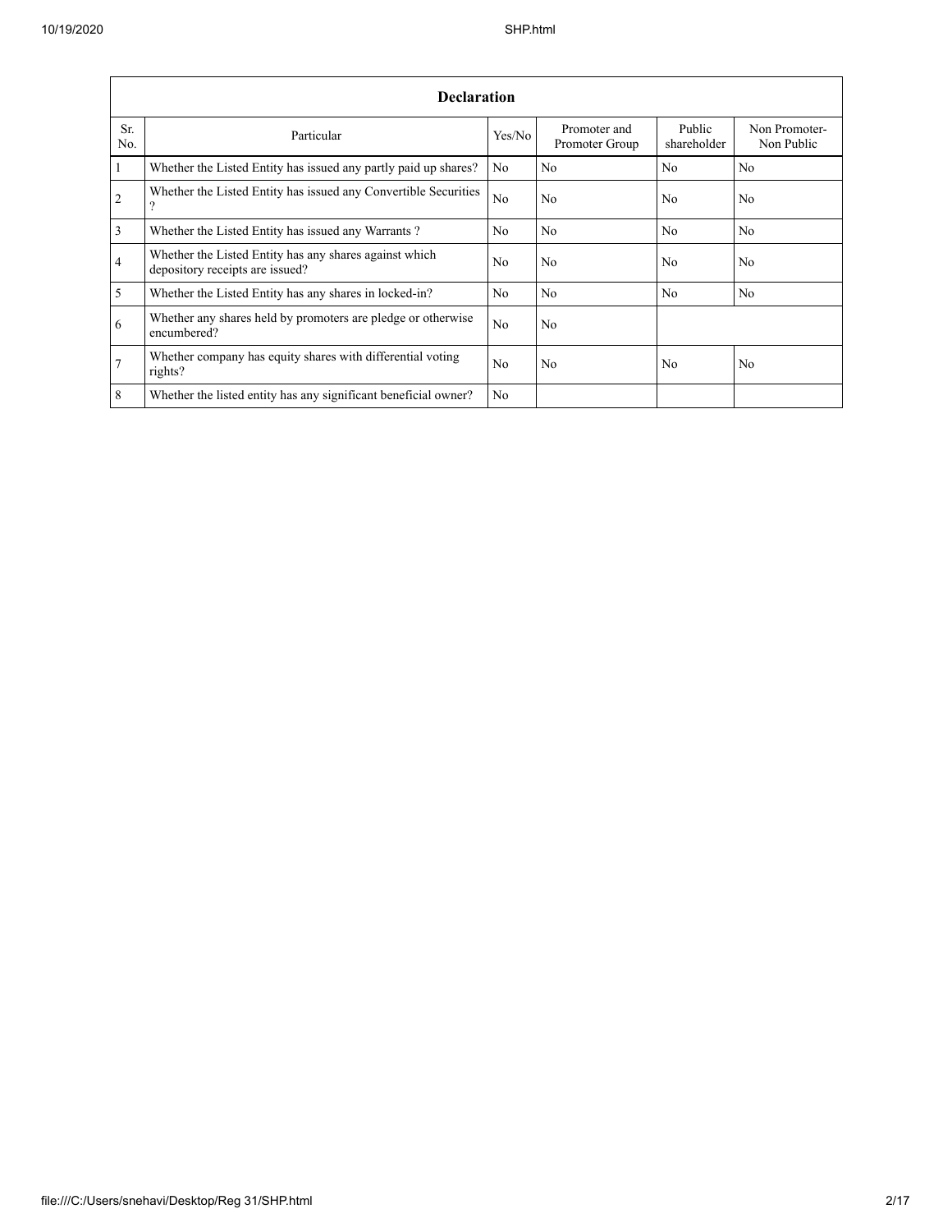| Declaration | | | | | |
|---|---|---|---|---|---|
| Sr. No. | Particular | Yes/No | Promoter and Promoter Group | Public shareholder | Non Promoter- Non Public |
| 1 | Whether the Listed Entity has issued any partly paid up shares? | No | No | No | No |
| 2 | Whether the Listed Entity has issued any Convertible Securities ? | No | No | No | No |
| 3 | Whether the Listed Entity has issued any Warrants ? | No | No | No | No |
| 4 | Whether the Listed Entity has any shares against which depository receipts are issued? | No | No | No | No |
| 5 | Whether the Listed Entity has any shares in locked-in? | No | No | No | No |
| 6 | Whether any shares held by promoters are pledge or otherwise encumbered? | No | No | | |
| 7 | Whether company has equity shares with differential voting rights? | No | No | No | No |
| 8 | Whether the listed entity has any significant beneficial owner? | No | | | |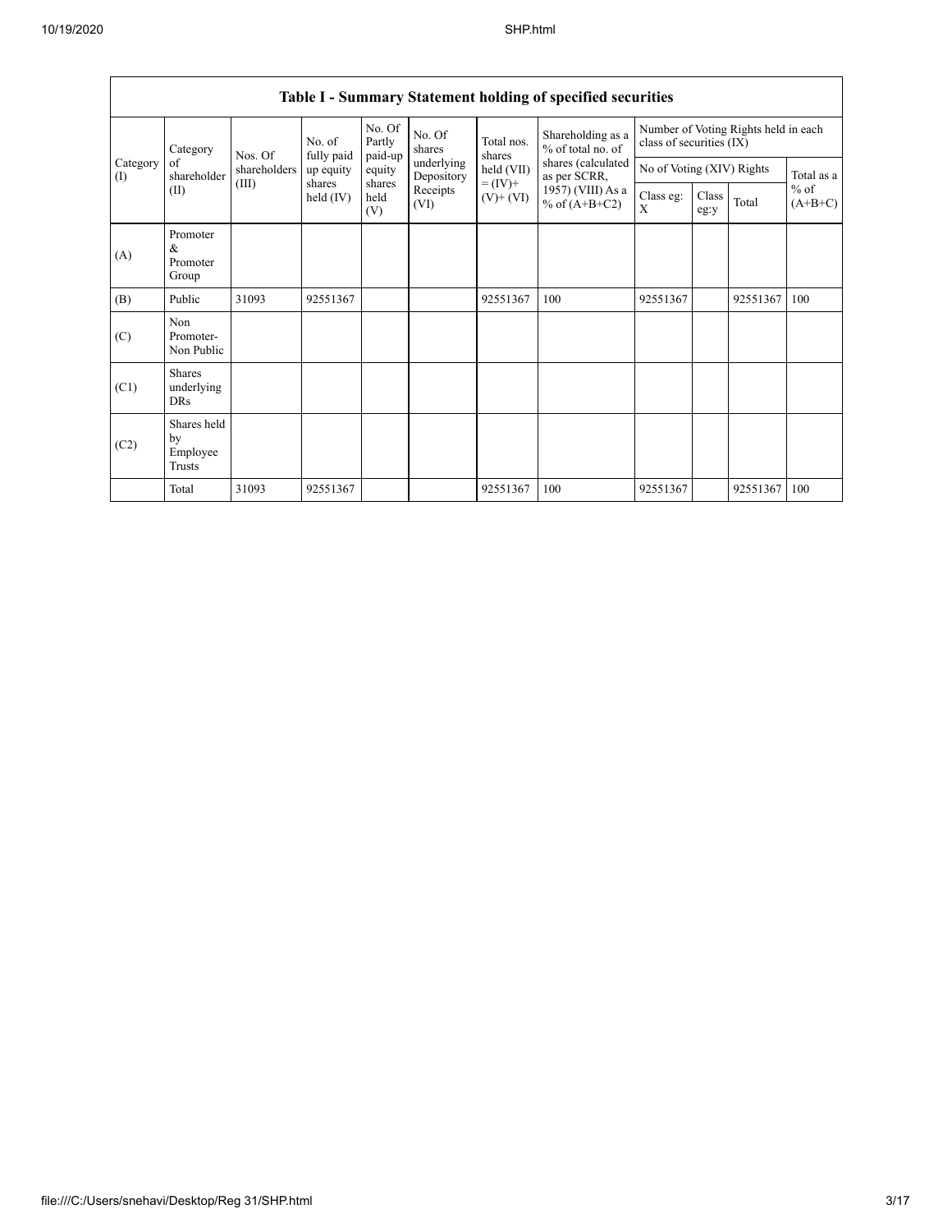| Table I - Summary Statement holding of specified securities | | | | | | | | | | | | |
|---|---|---|---|---|---|---|---|---|---|---|---|---|
| Category (I) | Category of shareholder (II) | Nos. Of shareholders (III) | No. of fully paid up equity shares held (IV) | No. Of Partly paid-up equity shares held (V) | No. Of shares underlying Depository Receipts (VI) | Total nos. shares held (VII) = (IV)+ (V)+ (VI) | Shareholding as a % of total no. of shares (calculated as per SCRR, 1957) (VIII) As a % of (A+B+C2) | Number of Voting Rights held in each class of securities (IX) | | | |
| | | | | | | | | No of Voting (XIV) Rights | | | Total as a % of (A+B+C) |
| | | | | | | | | Class eg: X | Class eg:y | Total | |
| (A) | Promoter & Promoter Group | | | | | | | | | | |
| (B) | Public | 31093 | 92551367 | | | 92551367 | 100 | 92551367 | | 92551367 | 100 |
| (C) | Non Promoter- Non Public | | | | | | | | | | |
| (C1) | Shares underlying DRs | | | | | | | | | | |
| (C2) | Shares held by Employee Trusts | | | | | | | | | | |
| | Total | 31093 | 92551367 | | | 92551367 | 100 | 92551367 | | 92551367 | 100 |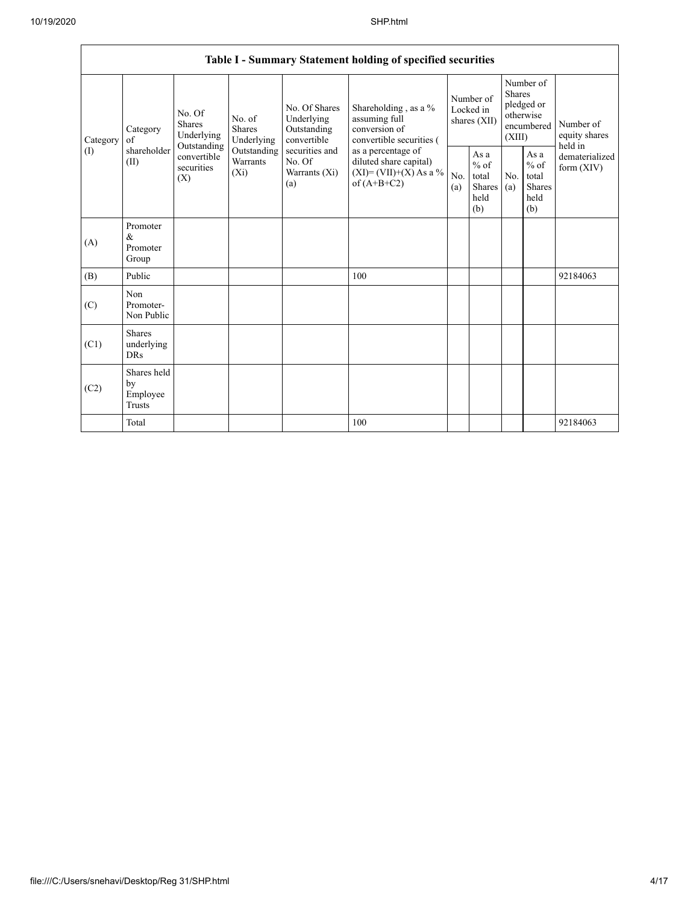| Table I - Summary Statement holding of specified securities | | | | | | | | | | |
|---|---|---|---|---|---|---|---|---|---|---|
| Category (I) | Category of shareholder (II) | No. Of Shares Underlying Outstanding convertible securities (X) | No. of Shares Underlying Outstanding Warrants (Xi) | No. Of Shares Underlying Outstanding convertible securities and No. Of Warrants (Xi) (a) | Shareholding , as a % assuming full conversion of convertible securities ( as a percentage of diluted share capital) (XI)= (VII)+(X) As a % of (A+B+C2) | Number of Locked in shares (XII) | | Number of Shares pledged or otherwise encumbered (XIII) | | Number of equity shares held in dematerialized form (XIV) |
| | | | | | | No. (a) | As a % of total Shares held (b) | No. (a) | As a % of total Shares held (b) | |
| (A) | Promoter & Promoter Group | | | | | | | | | |
| (B) | Public | | | | 100 | | | | | 92184063 |
| (C) | Non Promoter- Non Public | | | | | | | | | |
| (C1) | Shares underlying DRs | | | | | | | | | |
| (C2) | Shares held by Employee Trusts | | | | | | | | | |
| | Total | | | | 100 | | | | | 92184063 |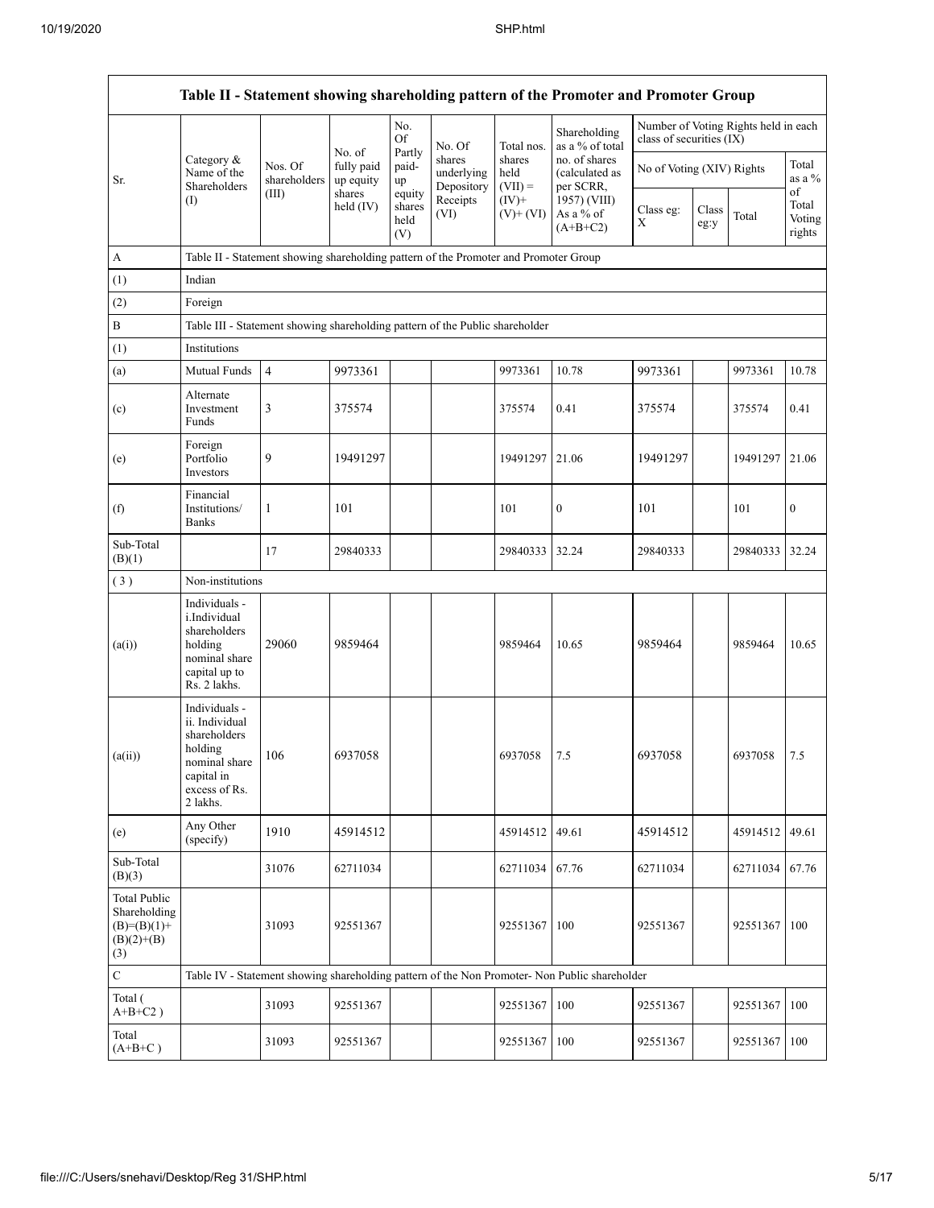| Table II - Statement showing shareholding pattern of the Promoter and Promoter Group | | | | | | | | | | | | |
|---|---|---|---|---|---|---|---|---|---|---|---|---|
| Sr. | Category & Name of the Shareholders (I) | Nos. Of shareholders (III) | No. of fully paid up equity shares held (IV) | No. Of Partly paid-up equity shares held (V) | No. Of shares underlying Depository Receipts (VI) | Total nos. shares held (VII) = (IV)+ (V)+ (VI) | Shareholding as a % of total no. of shares (calculated as per SCRR, 1957) (VIII) As a % of (A+B+C2) | Number of Voting Rights held in each class of securities (IX) | | | |
| | | | | | | | | No of Voting (XIV) Rights | | | Total as a % of Total Voting rights |
| | | | | | | | | Class eg: X | Class eg:y | Total | |
| A | Table II - Statement showing shareholding pattern of the Promoter and Promoter Group | | | | | | | | | | |
| (1) | Indian | | | | | | | | | | |
| (2) | Foreign | | | | | | | | | | |
| B | Table III - Statement showing shareholding pattern of the Public shareholder | | | | | | | | | | |
| (1) | Institutions | | | | | | | | | | |
| (a) | Mutual Funds | 4 | 9973361 | | | 9973361 | 10.78 | 9973361 | | 9973361 | 10.78 |
| (c) | Alternate Investment Funds | 3 | 375574 | | | 375574 | 0.41 | 375574 | | 375574 | 0.41 |
| (e) | Foreign Portfolio Investors | 9 | 19491297 | | | 19491297 | 21.06 | 19491297 | | 19491297 | 21.06 |
| (f) | Financial Institutions/ Banks | 1 | 101 | | | 101 | 0 | 101 | | 101 | 0 |
| Sub-Total (B)(1) | | 17 | 29840333 | | | 29840333 | 32.24 | 29840333 | | 29840333 | 32.24 |
| (3) | Non-institutions | | | | | | | | | | |
| (a(i)) | Individuals - i.Individual shareholders holding nominal share capital up to Rs. 2 lakhs. | 29060 | 9859464 | | | 9859464 | 10.65 | 9859464 | | 9859464 | 10.65 |
| (a(ii)) | Individuals - ii. Individual shareholders holding nominal share capital in excess of Rs. 2 lakhs. | 106 | 6937058 | | | 6937058 | 7.5 | 6937058 | | 6937058 | 7.5 |
| (e) | Any Other (specify) | 1910 | 45914512 | | | 45914512 | 49.61 | 45914512 | | 45914512 | 49.61 |
| Sub-Total (B)(3) | | 31076 | 62711034 | | | 62711034 | 67.76 | 62711034 | | 62711034 | 67.76 |
| Total Public Shareholding (B)=(B)(1)+(B)(2)+(B)(3) | | 31093 | 92551367 | | | 92551367 | 100 | 92551367 | | 92551367 | 100 |
| C | Table IV - Statement showing shareholding pattern of the Non Promoter- Non Public shareholder | | | | | | | | | | |
| Total ( A+B+C2 ) | | 31093 | 92551367 | | | 92551367 | 100 | 92551367 | | 92551367 | 100 |
| Total (A+B+C ) | | 31093 | 92551367 | | | 92551367 | 100 | 92551367 | | 92551367 | 100 |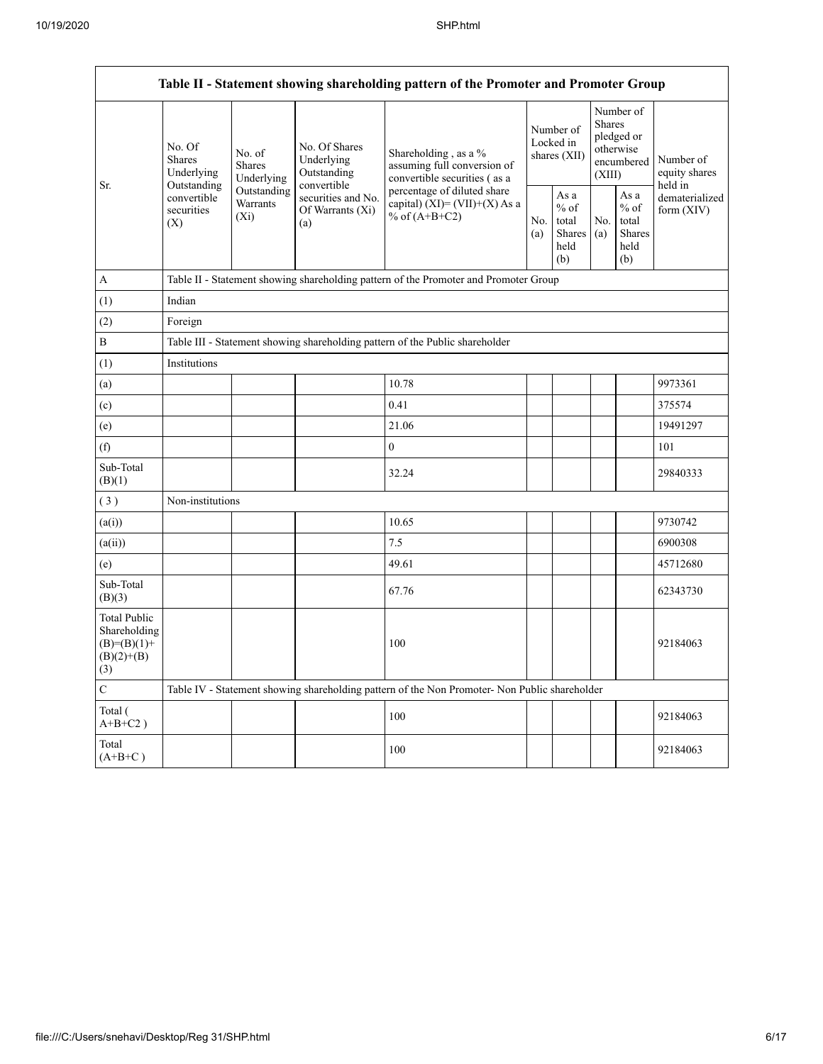| Table II - Statement showing shareholding pattern of the Promoter and Promoter Group | | | | | | | | | |
|---|---|---|---|---|---|---|---|---|---|
| Sr. | No. Of Shares Underlying Outstanding convertible securities (X) | No. of Shares Underlying Outstanding Warrants (Xi) | No. Of Shares Underlying Outstanding convertible securities and No. Of Warrants (Xi) (a) | Shareholding , as a % assuming full conversion of convertible securities ( as a percentage of diluted share capital) (XI)= (VII)+(X) As a % of (A+B+C2) | Number of Locked in shares (XII) | | Number of Shares pledged or otherwise encumbered (XIII) | | Number of equity shares held in dematerialized form (XIV) |
| | | | | | No. (a) | As a % of total Shares held (b) | No. (a) | As a % of total Shares held (b) | |
| A | Table II - Statement showing shareholding pattern of the Promoter and Promoter Group | | | | | | | | |
| (1) | Indian | | | | | | | | |
| (2) | Foreign | | | | | | | | |
| B | Table III - Statement showing shareholding pattern of the Public shareholder | | | | | | | | |
| (1) | Institutions | | | | | | | | |
| (a) | | | | 10.78 | | | | | 9973361 |
| (c) | | | | 0.41 | | | | | 375574 |
| (e) | | | | 21.06 | | | | | 19491297 |
| (f) | | | | 0 | | | | | 101 |
| Sub-Total (B)(1) | | | | 32.24 | | | | | 29840333 |
| ( 3 ) | Non-institutions | | | | | | | | |
| (a(i)) | | | | 10.65 | | | | | 9730742 |
| (a(ii)) | | | | 7.5 | | | | | 6900308 |
| (e) | | | | 49.61 | | | | | 45712680 |
| Sub-Total (B)(3) | | | | 67.76 | | | | | 62343730 |
| Total Public Shareholding (B)=(B)(1)+(B)(2)+(B)(3) | | | | 100 | | | | | 92184063 |
| C | Table IV - Statement showing shareholding pattern of the Non Promoter- Non Public shareholder | | | | | | | | |
| Total ( A+B+C2 ) | | | | 100 | | | | | 92184063 |
| Total (A+B+C ) | | | | 100 | | | | | 92184063 |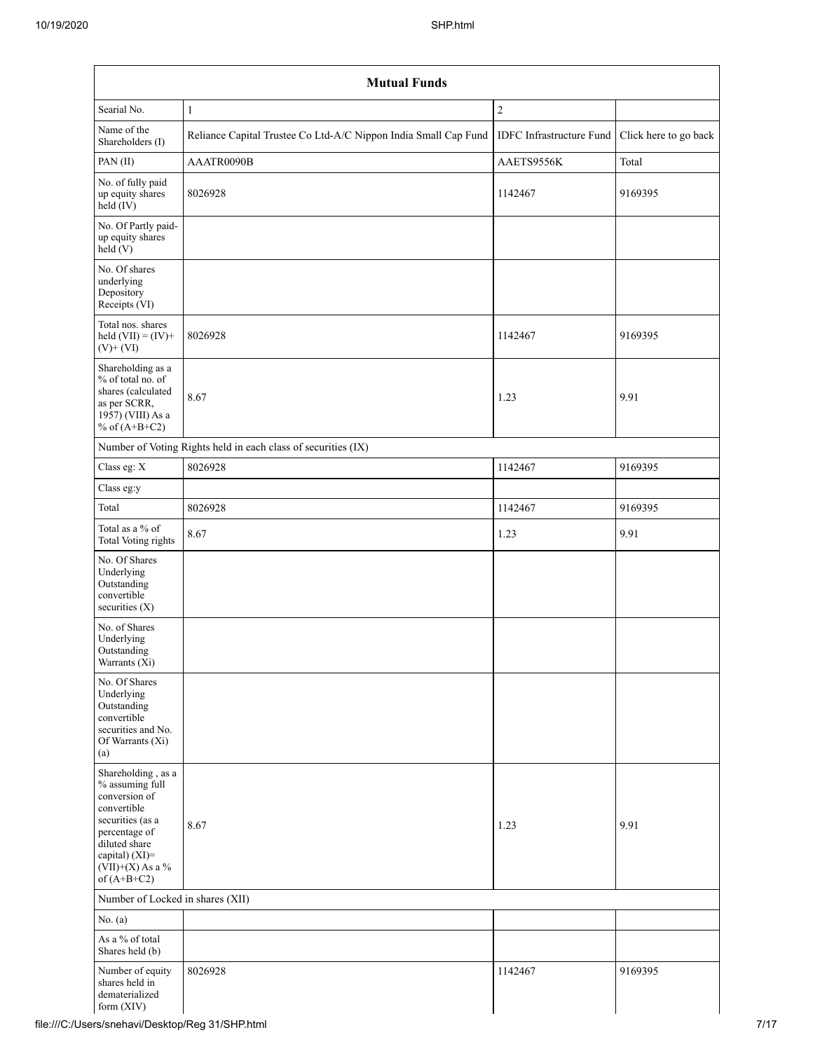| Mutual Funds | | | |
|---|---|---|---|
| Searial No. | 1 | 2 | |
| Name of the Shareholders (I) | Reliance Capital Trustee Co Ltd-A/C Nippon India Small Cap Fund | IDFC Infrastructure Fund | Click here to go back |
| PAN (II) | AAATR0090B | AAETS9556K | Total |
| No. of fully paid up equity shares held (IV) | 8026928 | 1142467 | 9169395 |
| No. Of Partly paid-up equity shares held (V) | | | |
| No. Of shares underlying Depository Receipts (VI) | | | |
| Total nos. shares held (VII) = (IV)+ (V)+ (VI) | 8026928 | 1142467 | 9169395 |
| Shareholding as a % of total no. of shares (calculated as per SCRR, 1957) (VIII) As a % of (A+B+C2) | 8.67 | 1.23 | 9.91 |
| Number of Voting Rights held in each class of securities (IX) | | | |
| Class eg: X | 8026928 | 1142467 | 9169395 |
| Class eg:y | | | |
| Total | 8026928 | 1142467 | 9169395 |
| Total as a % of Total Voting rights | 8.67 | 1.23 | 9.91 |
| No. Of Shares Underlying Outstanding convertible securities (X) | | | |
| No. of Shares Underlying Outstanding Warrants (Xi) | | | |
| No. Of Shares Underlying Outstanding convertible securities and No. Of Warrants (Xi) (a) | | | |
| Shareholding , as a % assuming full conversion of convertible securities (as a percentage of diluted share capital) (XI)= (VII)+(X) As a % of (A+B+C2) | 8.67 | 1.23 | 9.91 |
| Number of Locked in shares (XII) | | | |
| No. (a) | | | |
| As a % of total Shares held (b) | | | |
| Number of equity shares held in dematerialized form (XIV) | 8026928 | 1142467 | 9169395 |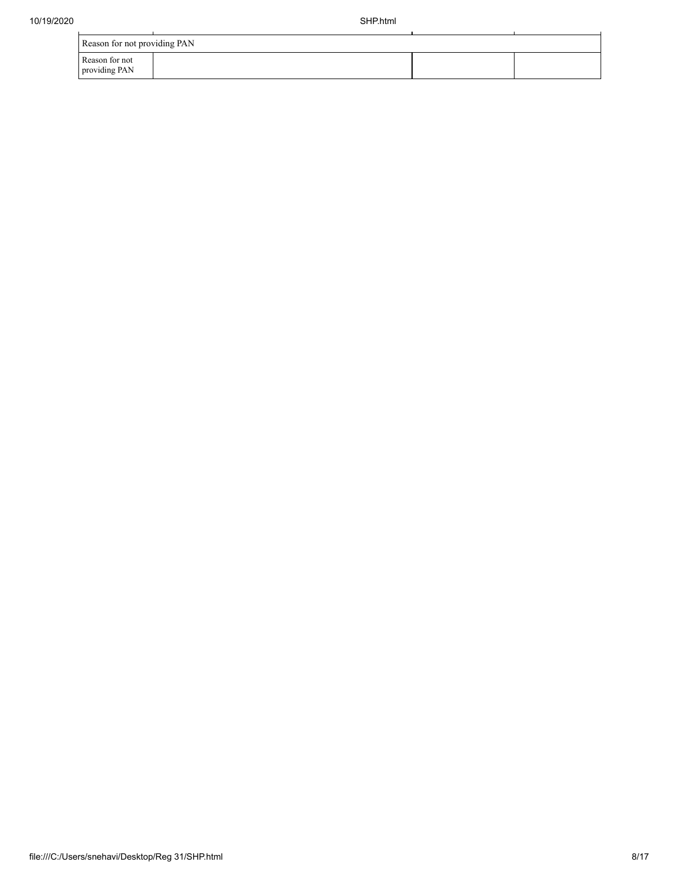| Reason for not providing PAN | | | |
|---|---|---|---|
| Reason for not providing PAN | | | |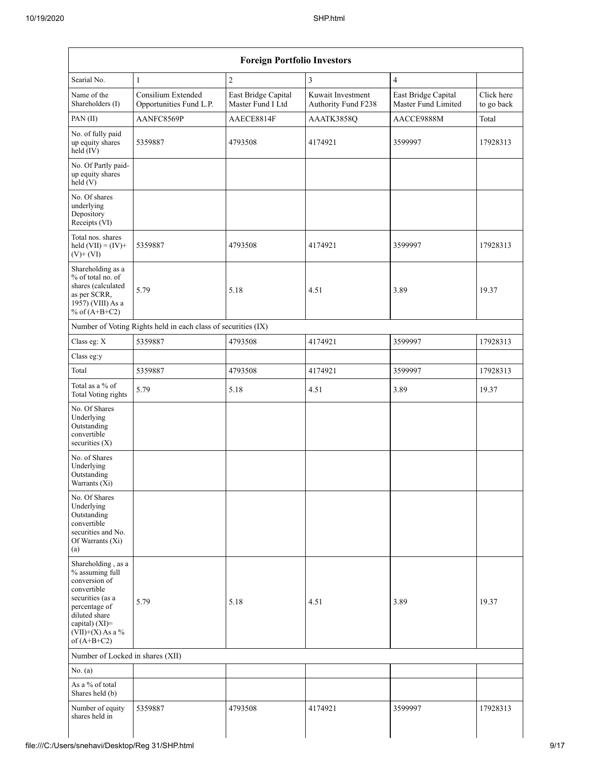| Foreign Portfolio Investors | | | | | |
|---|---|---|---|---|---|
| Searial No. | 1 | 2 | 3 | 4 | |
| Name of the Shareholders (I) | Consilium Extended Opportunities Fund L.P. | East Bridge Capital Master Fund I Ltd | Kuwait Investment Authority Fund F238 | East Bridge Capital Master Fund Limited | Click here to go back |
| PAN (II) | AANFC8569P | AAECE8814F | AAATK3858Q | AACCE9888M | Total |
| No. of fully paid up equity shares held (IV) | 5359887 | 4793508 | 4174921 | 3599997 | 17928313 |
| No. Of Partly paid-up equity shares held (V) | | | | | |
| No. Of shares underlying Depository Receipts (VI) | | | | | |
| Total nos. shares held (VII) = (IV)+ (V)+ (VI) | 5359887 | 4793508 | 4174921 | 3599997 | 17928313 |
| Shareholding as a % of total no. of shares (calculated as per SCRR, 1957) (VIII) As a % of (A+B+C2) | 5.79 | 5.18 | 4.51 | 3.89 | 19.37 |
| Number of Voting Rights held in each class of securities (IX) | | | | | |
| Class eg: X | 5359887 | 4793508 | 4174921 | 3599997 | 17928313 |
| Class eg:y | | | | | |
| Total | 5359887 | 4793508 | 4174921 | 3599997 | 17928313 |
| Total as a % of Total Voting rights | 5.79 | 5.18 | 4.51 | 3.89 | 19.37 |
| No. Of Shares Underlying Outstanding convertible securities (X) | | | | | |
| No. of Shares Underlying Outstanding Warrants (Xi) | | | | | |
| No. Of Shares Underlying Outstanding convertible securities and No. Of Warrants (Xi) (a) | | | | | |
| Shareholding , as a % assuming full conversion of convertible securities (as a percentage of diluted share capital) (XI)= (VII)+(X) As a % of (A+B+C2) | 5.79 | 5.18 | 4.51 | 3.89 | 19.37 |
| Number of Locked in shares (XII) | | | | | |
| No. (a) | | | | | |
| As a % of total Shares held (b) | | | | | |
| Number of equity shares held in | 5359887 | 4793508 | 4174921 | 3599997 | 17928313 |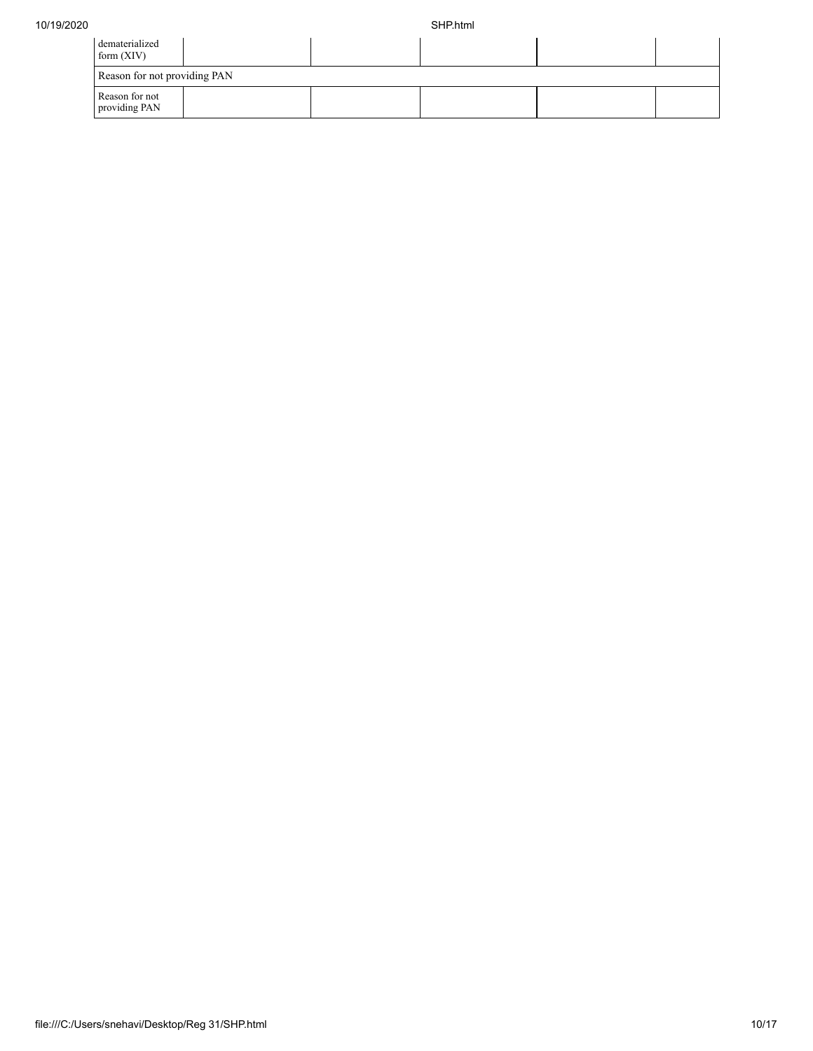| dematerialized form (XIV) | | | | | |
| --- | --- | --- | --- | --- | --- |
| Reason for not providing PAN | | | | | |
| Reason for not providing PAN | | | | | |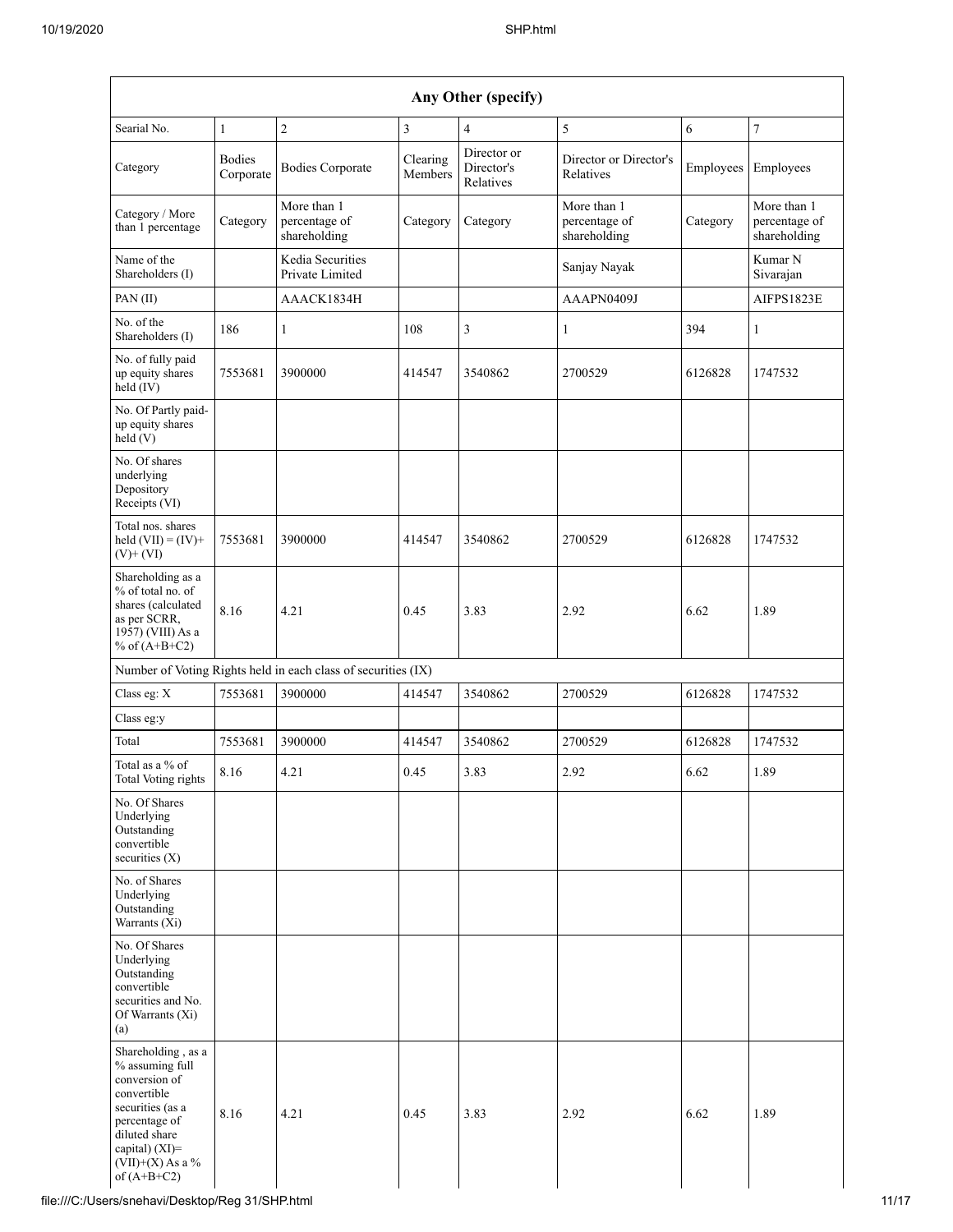| Any Other (specify) | | | | | | | |
|---|---|---|---|---|---|---|---|
| Searial No. | 1 | 2 | 3 | 4 | 5 | 6 | 7 |
| Category | Bodies Corporate | Bodies Corporate | Clearing Members | Director or Director's Relatives | Director or Director's Relatives | Employees | Employees |
| Category / More than 1 percentage | Category | More than 1 percentage of shareholding | Category | Category | More than 1 percentage of shareholding | Category | More than 1 percentage of shareholding |
| Name of the Shareholders (I) | | Kedia Securities Private Limited | | | Sanjay Nayak | | Kumar N Sivarajan |
| PAN (II) | | AAACK1834H | | | AAAPN0409J | | AIFPS1823E |
| No. of the Shareholders (I) | 186 | 1 | 108 | 3 | 1 | 394 | 1 |
| No. of fully paid up equity shares held (IV) | 7553681 | 3900000 | 414547 | 3540862 | 2700529 | 6126828 | 1747532 |
| No. Of Partly paid-up equity shares held (V) | | | | | | | |
| No. Of shares underlying Depository Receipts (VI) | | | | | | | |
| Total nos. shares held (VII) = (IV)+ (V)+ (VI) | 7553681 | 3900000 | 414547 | 3540862 | 2700529 | 6126828 | 1747532 |
| Shareholding as a % of total no. of shares (calculated as per SCRR, 1957) (VIII) As a % of (A+B+C2) | 8.16 | 4.21 | 0.45 | 3.83 | 2.92 | 6.62 | 1.89 |
| Number of Voting Rights held in each class of securities (IX) | | | | | | | |
| Class eg: X | 7553681 | 3900000 | 414547 | 3540862 | 2700529 | 6126828 | 1747532 |
| Class eg:y | | | | | | | |
| Total | 7553681 | 3900000 | 414547 | 3540862 | 2700529 | 6126828 | 1747532 |
| Total as a % of Total Voting rights | 8.16 | 4.21 | 0.45 | 3.83 | 2.92 | 6.62 | 1.89 |
| No. Of Shares Underlying Outstanding convertible securities (X) | | | | | | | |
| No. of Shares Underlying Outstanding Warrants (Xi) | | | | | | | |
| No. Of Shares Underlying Outstanding convertible securities and No. Of Warrants (Xi) (a) | | | | | | | |
| Shareholding , as a % assuming full conversion of convertible securities (as a percentage of diluted share capital) (XI)= (VII)+(X) As a % of (A+B+C2) | 8.16 | 4.21 | 0.45 | 3.83 | 2.92 | 6.62 | 1.89 |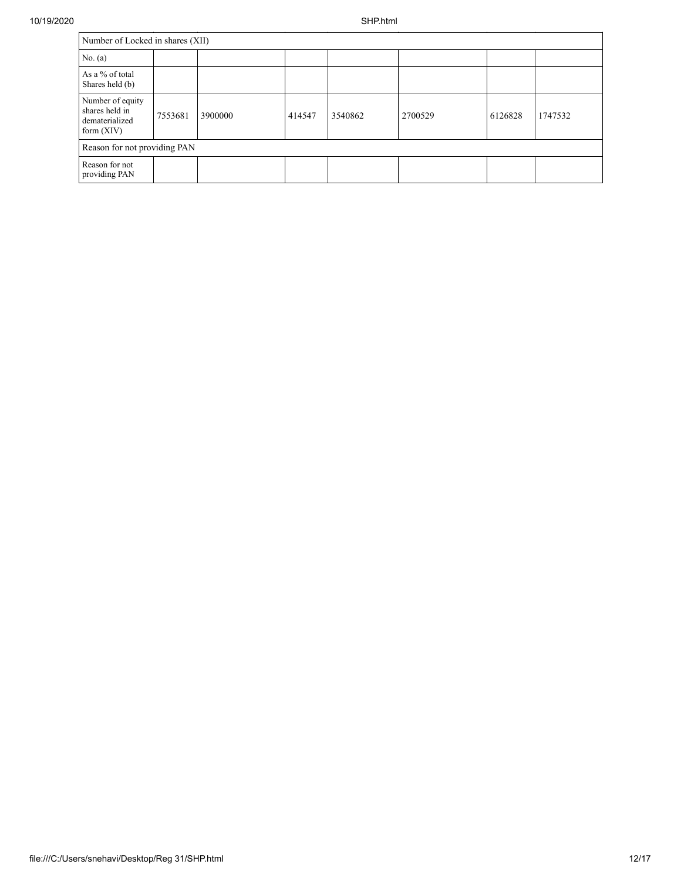| Number of Locked in shares (XII) | | | | | | | |
|---|---|---|---|---|---|---|---|
| No. (a) | | | | | | | |
| As a % of total Shares held (b) | | | | | | | |
| Number of equity shares held in dematerialized form (XIV) | 7553681 | 3900000 | 414547 | 3540862 | 2700529 | 6126828 | 1747532 |
| Reason for not providing PAN | | | | | | | |
| Reason for not providing PAN | | | | | | | |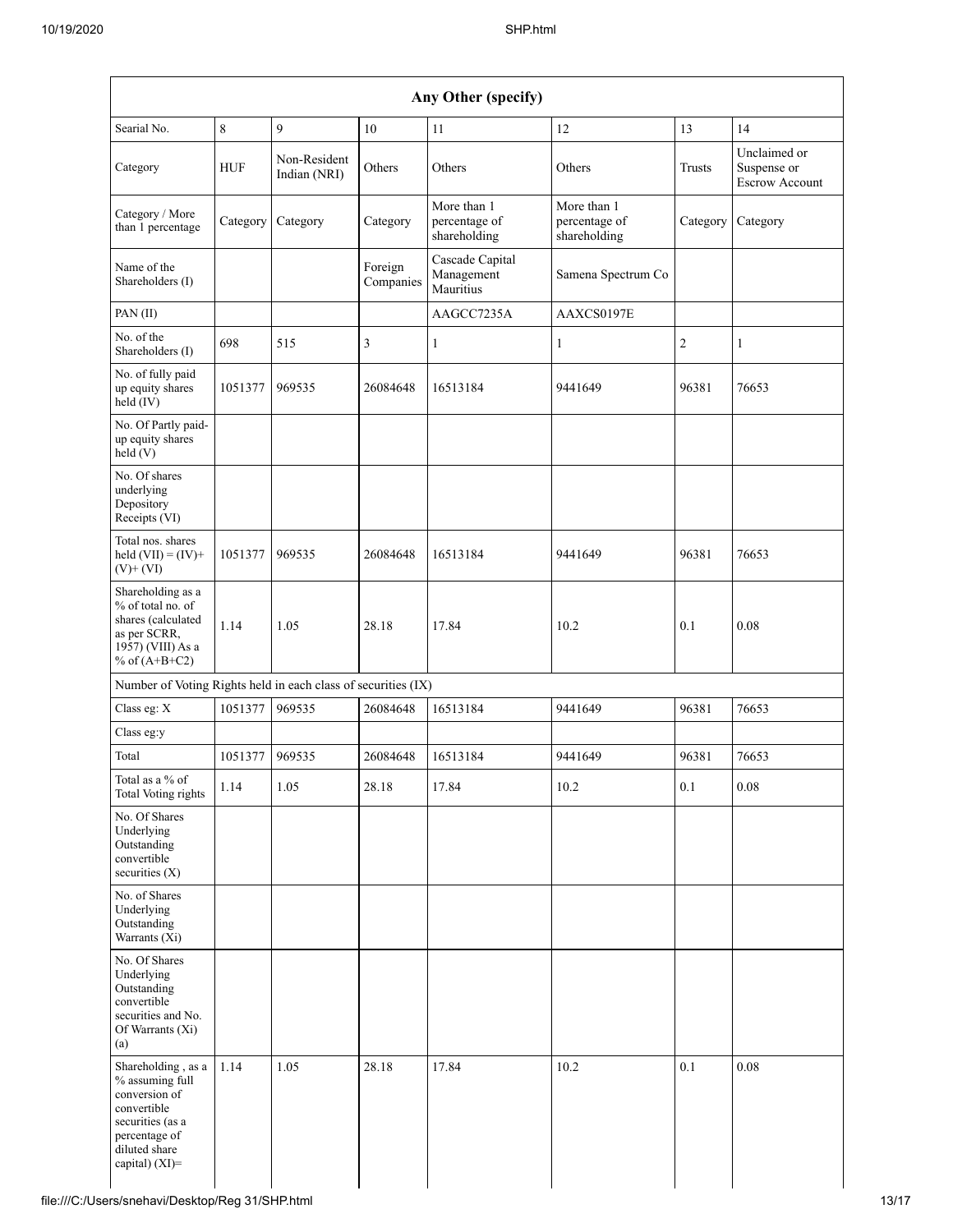| Any Other (specify) | | | | | | | |
|---|---|---|---|---|---|---|---|
| Searial No. | 8 | 9 | 10 | 11 | 12 | 13 | 14 |
| Category | HUF | Non-Resident Indian (NRI) | Others | Others | Others | Trusts | Unclaimed or Suspense or Escrow Account |
| Category / More than 1 percentage | Category | Category | Category | More than 1 percentage of shareholding | More than 1 percentage of shareholding | Category | Category |
| Name of the Shareholders (I) | | | Foreign Companies | Cascade Capital Management Mauritius | Samena Spectrum Co | | |
| PAN (II) | | | | AAGCC7235A | AAXCS0197E | | |
| No. of the Shareholders (I) | 698 | 515 | 3 | 1 | 1 | 2 | 1 |
| No. of fully paid up equity shares held (IV) | 1051377 | 969535 | 26084648 | 16513184 | 9441649 | 96381 | 76653 |
| No. Of Partly paid-up equity shares held (V) | | | | | | | |
| No. Of shares underlying Depository Receipts (VI) | | | | | | | |
| Total nos. shares held (VII) = (IV)+ (V)+ (VI) | 1051377 | 969535 | 26084648 | 16513184 | 9441649 | 96381 | 76653 |
| Shareholding as a % of total no. of shares (calculated as per SCRR, 1957) (VIII) As a % of (A+B+C2) | 1.14 | 1.05 | 28.18 | 17.84 | 10.2 | 0.1 | 0.08 |
| Number of Voting Rights held in each class of securities (IX) | | | | | | | |
| Class eg: X | 1051377 | 969535 | 26084648 | 16513184 | 9441649 | 96381 | 76653 |
| Class eg:y | | | | | | | |
| Total | 1051377 | 969535 | 26084648 | 16513184 | 9441649 | 96381 | 76653 |
| Total as a % of Total Voting rights | 1.14 | 1.05 | 28.18 | 17.84 | 10.2 | 0.1 | 0.08 |
| No. Of Shares Underlying Outstanding convertible securities (X) | | | | | | | |
| No. of Shares Underlying Outstanding Warrants (Xi) | | | | | | | |
| No. Of Shares Underlying Outstanding convertible securities and No. Of Warrants (Xi) (a) | | | | | | | |
| Shareholding , as a % assuming full conversion of convertible securities (as a percentage of diluted share capital) (XI)= | 1.14 | 1.05 | 28.18 | 17.84 | 10.2 | 0.1 | 0.08 |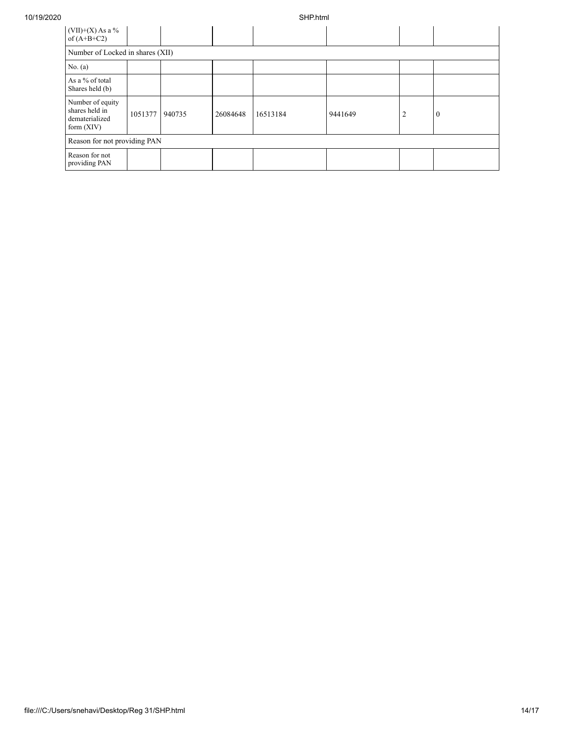| | | | | | | | |
|---|---|---|---|---|---|---|---|
| (VII)+(X) As a % of (A+B+C2) | | | | | | | |
| Number of Locked in shares (XII) | | | | | | | |
| No. (a) | | | | | | | |
| As a % of total Shares held (b) | | | | | | | |
| Number of equity shares held in dematerialized form (XIV) | 1051377 | 940735 | 26084648 | 16513184 | 9441649 | 2 | 0 |
| Reason for not providing PAN | | | | | | | |
| Reason for not providing PAN | | | | | | | |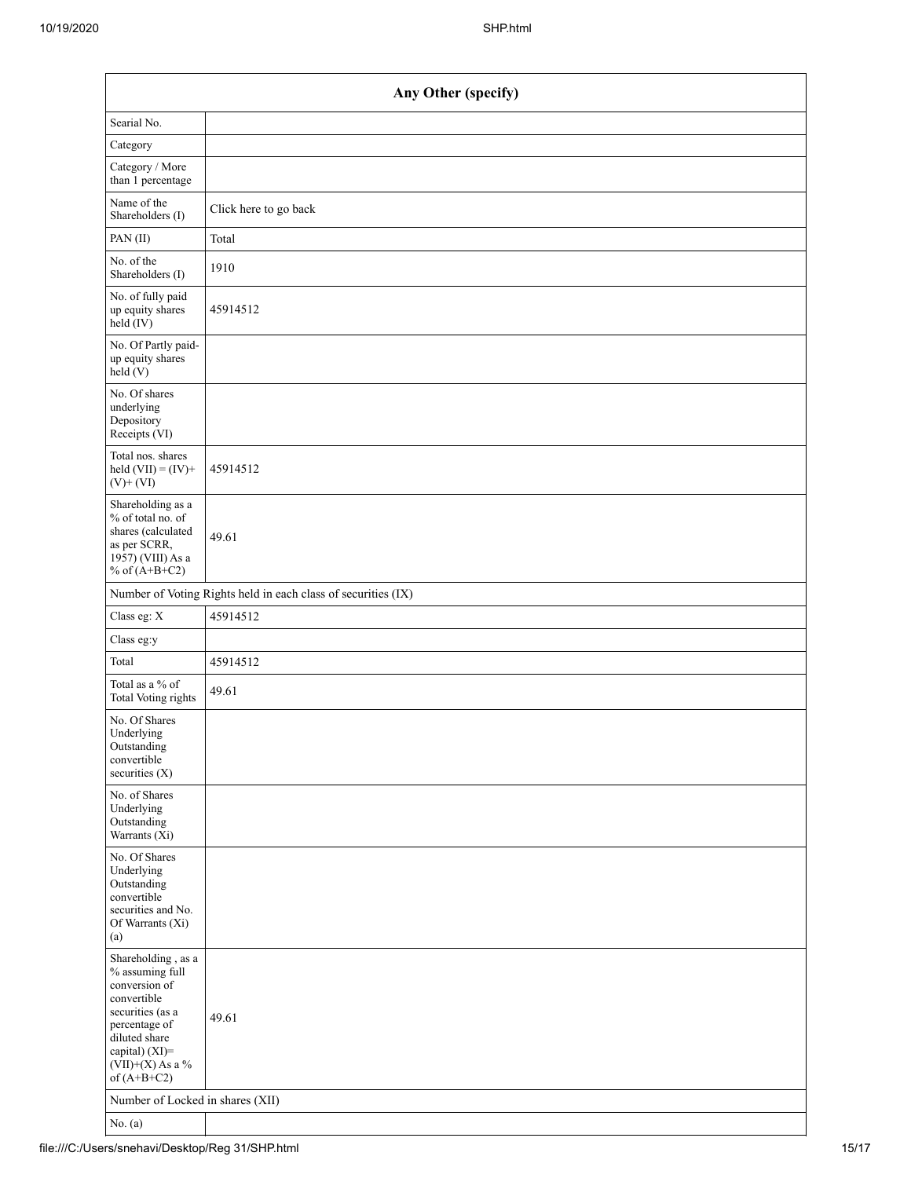| Any Other (specify) | |
|---|---|
| Searial No. | |
| Category | |
| Category / More than 1 percentage | |
| Name of the Shareholders (I) | Click here to go back |
| PAN (II) | Total |
| No. of the Shareholders (I) | 1910 |
| No. of fully paid up equity shares held (IV) | 45914512 |
| No. Of Partly paid-up equity shares held (V) | |
| No. Of shares underlying Depository Receipts (VI) | |
| Total nos. shares held (VII) = (IV)+ (V)+ (VI) | 45914512 |
| Shareholding as a % of total no. of shares (calculated as per SCRR, 1957) (VIII) As a % of (A+B+C2) | 49.61 |
| Number of Voting Rights held in each class of securities (IX) | |
| Class eg: X | 45914512 |
| Class eg:y | |
| Total | 45914512 |
| Total as a % of Total Voting rights | 49.61 |
| No. Of Shares Underlying Outstanding convertible securities (X) | |
| No. of Shares Underlying Outstanding Warrants (Xi) | |
| No. Of Shares Underlying Outstanding convertible securities and No. Of Warrants (Xi) (a) | |
| Shareholding , as a % assuming full conversion of convertible securities (as a percentage of diluted share capital) (XI)= (VII)+(X) As a % of (A+B+C2) | 49.61 |
| Number of Locked in shares (XII) | |
| No. (a) | |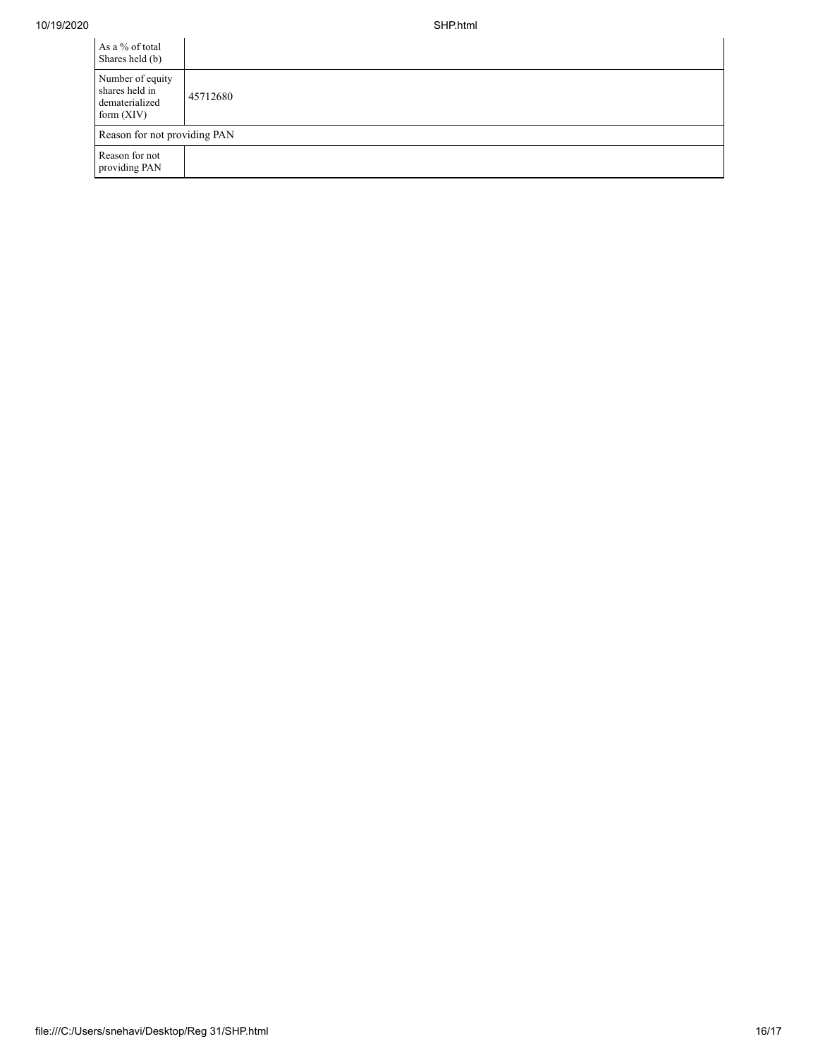| As a % of total Shares held (b) | |
| --- | --- |
| Number of equity shares held in dematerialized form (XIV) | 45712680 |
| Reason for not providing PAN | |
| Reason for not providing PAN | |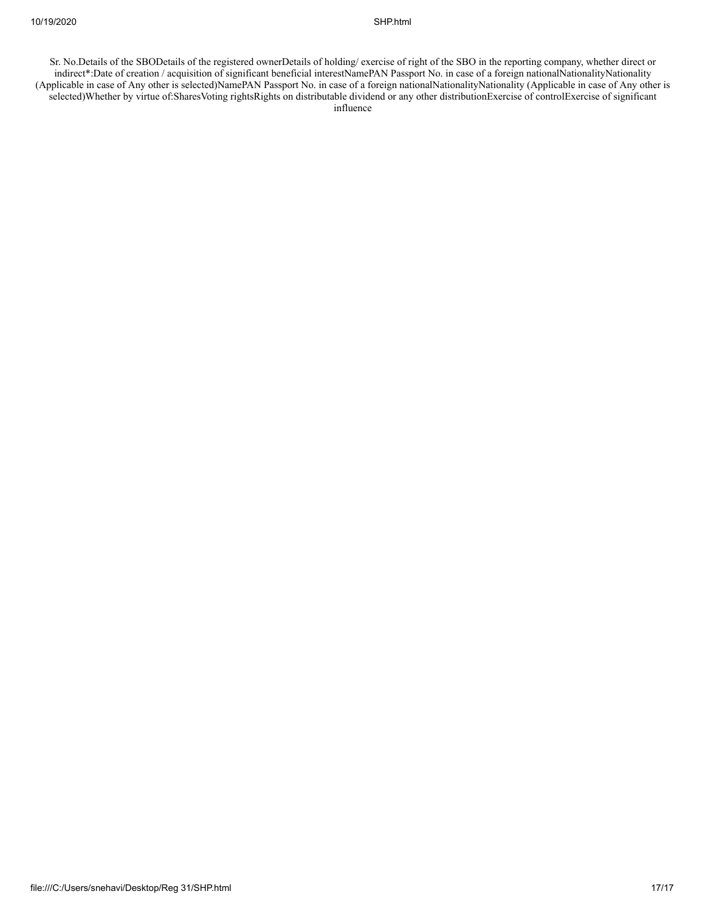Sr. No.Details of the SBODetails of the registered ownerDetails of holding/ exercise of right of the SBO in the reporting company, whether direct or indirect*:Date of creation / acquisition of significant beneficial interestNamePAN Passport No. in case of a foreign nationalNationalityNationality (Applicable in case of Any other is selected)NamePAN Passport No. in case of a foreign nationalNationalityNationality (Applicable in case of Any other is selected)Whether by virtue of:SharesVoting rightsRights on distributable dividend or any other distributionExercise of controlExercise of significant influence